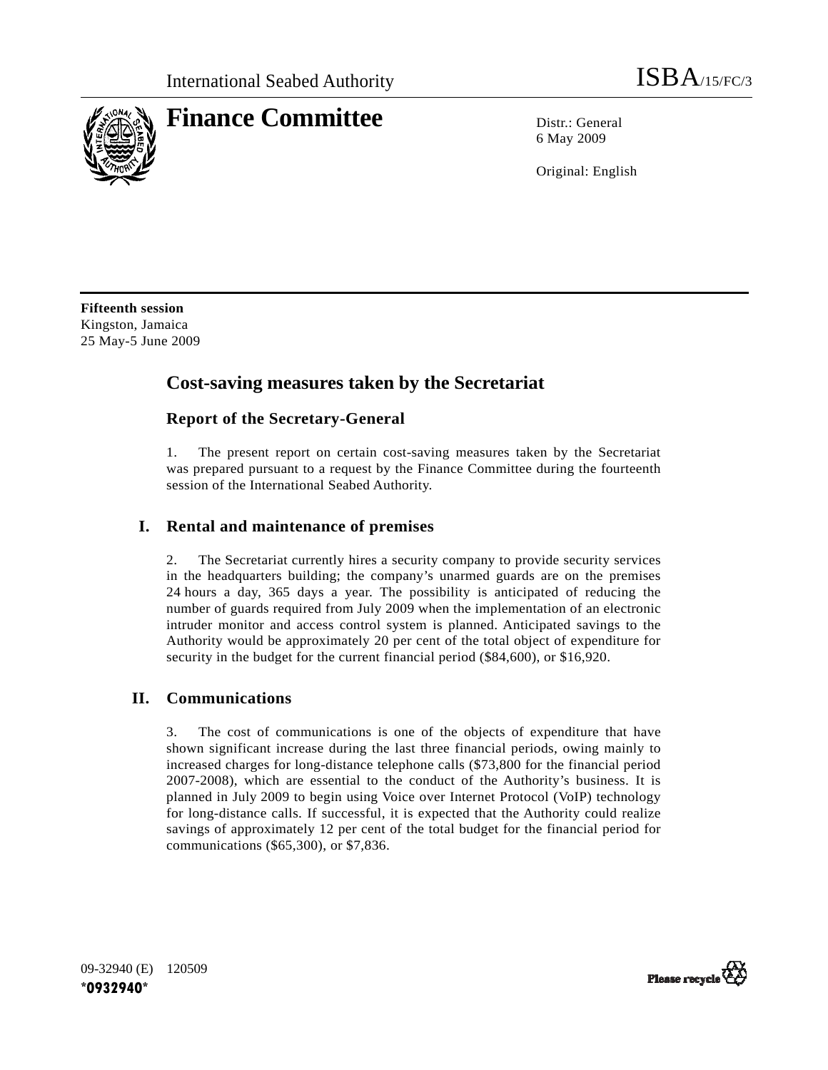International Seabed Authority

ISBA/15/FC/3

# Finance Committee

Distr.: General
6 May 2009

Original: English

**Fifteenth session**
Kingston, Jamaica
25 May-5 June 2009

## Cost-saving measures taken by the Secretariat

### Report of the Secretary-General

1. The present report on certain cost-saving measures taken by the Secretariat was prepared pursuant to a request by the Finance Committee during the fourteenth session of the International Seabed Authority.

## I. Rental and maintenance of premises

2. The Secretariat currently hires a security company to provide security services in the headquarters building; the company's unarmed guards are on the premises 24 hours a day, 365 days a year. The possibility is anticipated of reducing the number of guards required from July 2009 when the implementation of an electronic intruder monitor and access control system is planned. Anticipated savings to the Authority would be approximately 20 per cent of the total object of expenditure for security in the budget for the current financial period ($84,600), or $16,920.

## II. Communications

3. The cost of communications is one of the objects of expenditure that have shown significant increase during the last three financial periods, owing mainly to increased charges for long-distance telephone calls ($73,800 for the financial period 2007-2008), which are essential to the conduct of the Authority's business. It is planned in July 2009 to begin using Voice over Internet Protocol (VoIP) technology for long-distance calls. If successful, it is expected that the Authority could realize savings of approximately 12 per cent of the total budget for the financial period for communications ($65,300), or $7,836.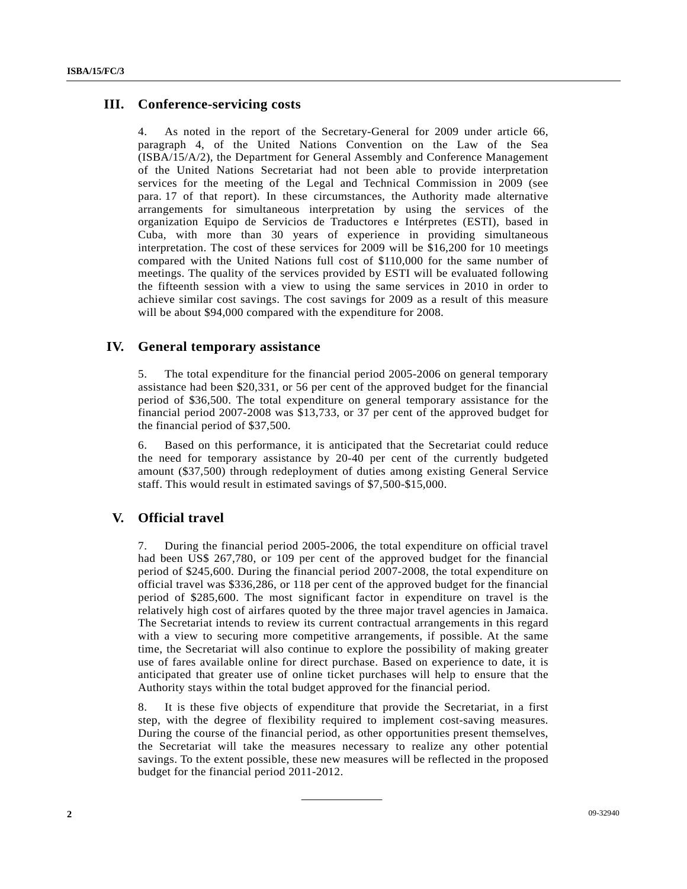## III. Conference-servicing costs

4. As noted in the report of the Secretary-General for 2009 under article 66, paragraph 4, of the United Nations Convention on the Law of the Sea (ISBA/15/A/2), the Department for General Assembly and Conference Management of the United Nations Secretariat had not been able to provide interpretation services for the meeting of the Legal and Technical Commission in 2009 (see para. 17 of that report). In these circumstances, the Authority made alternative arrangements for simultaneous interpretation by using the services of the organization Equipo de Servicios de Traductores e Intérpretes (ESTI), based in Cuba, with more than 30 years of experience in providing simultaneous interpretation. The cost of these services for 2009 will be $16,200 for 10 meetings compared with the United Nations full cost of $110,000 for the same number of meetings. The quality of the services provided by ESTI will be evaluated following the fifteenth session with a view to using the same services in 2010 in order to achieve similar cost savings. The cost savings for 2009 as a result of this measure will be about $94,000 compared with the expenditure for 2008.

## IV. General temporary assistance

5. The total expenditure for the financial period 2005-2006 on general temporary assistance had been $20,331, or 56 per cent of the approved budget for the financial period of $36,500. The total expenditure on general temporary assistance for the financial period 2007-2008 was $13,733, or 37 per cent of the approved budget for the financial period of $37,500.

6. Based on this performance, it is anticipated that the Secretariat could reduce the need for temporary assistance by 20-40 per cent of the currently budgeted amount ($37,500) through redeployment of duties among existing General Service staff. This would result in estimated savings of $7,500-$15,000.

## V. Official travel

7. During the financial period 2005-2006, the total expenditure on official travel had been US$ 267,780, or 109 per cent of the approved budget for the financial period of $245,600. During the financial period 2007-2008, the total expenditure on official travel was $336,286, or 118 per cent of the approved budget for the financial period of $285,600. The most significant factor in expenditure on travel is the relatively high cost of airfares quoted by the three major travel agencies in Jamaica. The Secretariat intends to review its current contractual arrangements in this regard with a view to securing more competitive arrangements, if possible. At the same time, the Secretariat will also continue to explore the possibility of making greater use of fares available online for direct purchase. Based on experience to date, it is anticipated that greater use of online ticket purchases will help to ensure that the Authority stays within the total budget approved for the financial period.

8. It is these five objects of expenditure that provide the Secretariat, in a first step, with the degree of flexibility required to implement cost-saving measures. During the course of the financial period, as other opportunities present themselves, the Secretariat will take the measures necessary to realize any other potential savings. To the extent possible, these new measures will be reflected in the proposed budget for the financial period 2011-2012.